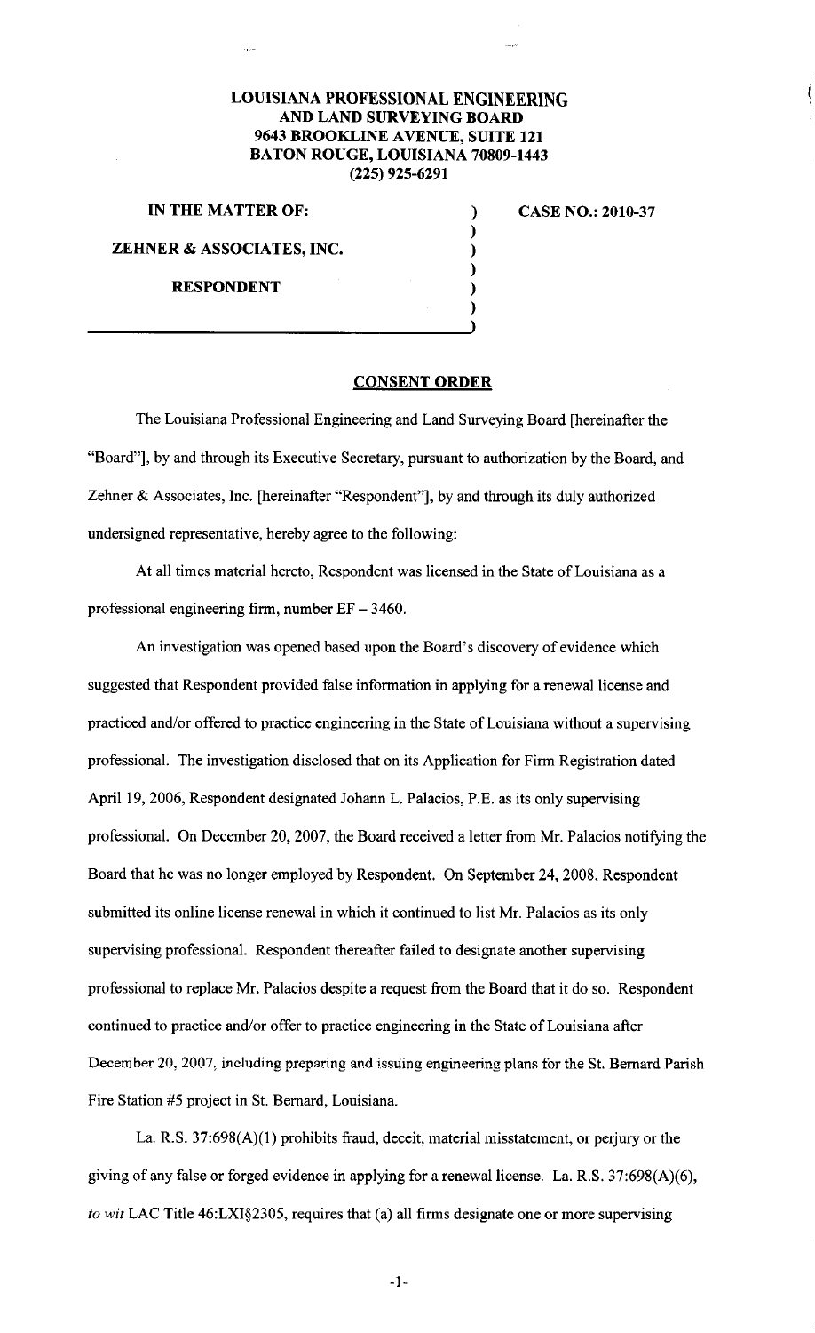**LOUISIANA PROFESSIONAL ENGINEERING AND LAND SURVEYING BOARD**
**9643 BROOKLINE AVENUE, SUITE 121**
**BATON ROUGE, LOUISIANA 70809-1443**
**(225) 925-6291**

**IN THE MATTER OF:**

**ZEHNER & ASSOCIATES, INC.**

**RESPONDENT**

**CASE NO.: 2010-37**

## CONSENT ORDER

The Louisiana Professional Engineering and Land Surveying Board [hereinafter the "Board"], by and through its Executive Secretary, pursuant to authorization by the Board, and Zehner & Associates, Inc. [hereinafter "Respondent"], by and through its duly authorized undersigned representative, hereby agree to the following:

At all times material hereto, Respondent was licensed in the State of Louisiana as a professional engineering firm, number EF – 3460.

An investigation was opened based upon the Board's discovery of evidence which suggested that Respondent provided false information in applying for a renewal license and practiced and/or offered to practice engineering in the State of Louisiana without a supervising professional. The investigation disclosed that on its Application for Firm Registration dated April 19, 2006, Respondent designated Johann L. Palacios, P.E. as its only supervising professional. On December 20, 2007, the Board received a letter from Mr. Palacios notifying the Board that he was no longer employed by Respondent. On September 24, 2008, Respondent submitted its online license renewal in which it continued to list Mr. Palacios as its only supervising professional. Respondent thereafter failed to designate another supervising professional to replace Mr. Palacios despite a request from the Board that it do so. Respondent continued to practice and/or offer to practice engineering in the State of Louisiana after December 20, 2007, including preparing and issuing engineering plans for the St. Bernard Parish Fire Station #5 project in St. Bernard, Louisiana.

La. R.S. 37:698(A)(1) prohibits fraud, deceit, material misstatement, or perjury or the giving of any false or forged evidence in applying for a renewal license. La. R.S. 37:698(A)(6), *to wit* LAC Title 46:LXI§2305, requires that (a) all firms designate one or more supervising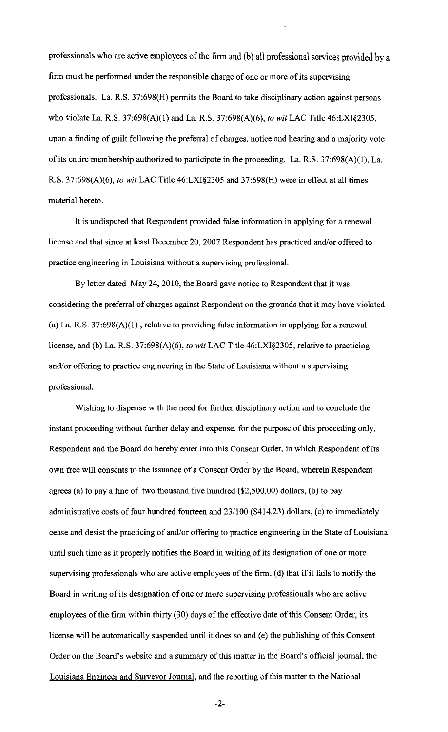professionals who are active employees of the firm and (b) all professional services provided by a firm must be performed under the responsible charge of one or more of its supervising professionals. La. R.S. 37:698(H) permits the Board to take disciplinary action against persons who violate La. R.S. 37:698(A)(1) and La. R.S. 37:698(A)(6), *to wit* LAC Title 46:LXI§2305, upon a finding of guilt following the preferral of charges, notice and hearing and a majority vote of its entire membership authorized to participate in the proceeding. La. R.S. 37:698(A)(1), La. R.S. 37:698(A)(6), *to wit* LAC Title 46:LXI§2305 and 37:698(H) were in effect at all times material hereto.

It is undisputed that Respondent provided false information in applying for a renewal license and that since at least December 20, 2007 Respondent has practiced and/or offered to practice engineering in Louisiana without a supervising professional.

By letter dated May 24, 2010, the Board gave notice to Respondent that it was considering the preferral of charges against Respondent on the grounds that it may have violated (a) La. R.S. 37:698(A)(1) , relative to providing false information in applying for a renewal license, and (b) La. R.S. 37:698(A)(6), *to wit* LAC Title 46:LXI§2305, relative to practicing and/or offering to practice engineering in the State of Louisiana without a supervising professional.

Wishing to dispense with the need for further disciplinary action and to conclude the instant proceeding without further delay and expense, for the purpose of this proceeding only, Respondent and the Board do hereby enter into this Consent Order, in which Respondent of its own free will consents to the issuance of a Consent Order by the Board, wherein Respondent agrees (a) to pay a fine of two thousand five hundred ($2,500.00) dollars, (b) to pay administrative costs of four hundred fourteen and 23/100 ($414.23) dollars, (c) to immediately cease and desist the practicing of and/or offering to practice engineering in the State of Louisiana until such time as it properly notifies the Board in writing of its designation of one or more supervising professionals who are active employees of the firm, (d) that if it fails to notify the Board in writing of its designation of one or more supervising professionals who are active employees of the firm within thirty (30) days of the effective date of this Consent Order, its license will be automatically suspended until it does so and (e) the publishing of this Consent Order on the Board's website and a summary of this matter in the Board's official journal, the Louisiana Engineer and Surveyor Journal, and the reporting of this matter to the National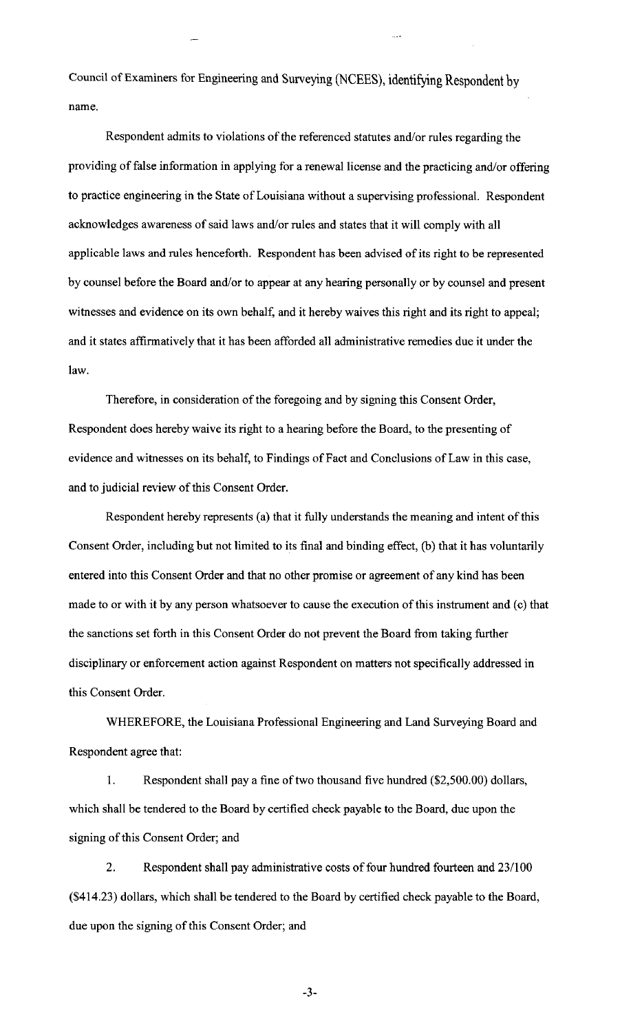Council of Examiners for Engineering and Surveying (NCEES), identifying Respondent by name.

Respondent admits to violations of the referenced statutes and/or rules regarding the providing of false information in applying for a renewal license and the practicing and/or offering to practice engineering in the State of Louisiana without a supervising professional. Respondent acknowledges awareness of said laws and/or rules and states that it will comply with all applicable laws and rules henceforth. Respondent has been advised of its right to be represented by counsel before the Board and/or to appear at any hearing personally or by counsel and present witnesses and evidence on its own behalf, and it hereby waives this right and its right to appeal; and it states affirmatively that it has been afforded all administrative remedies due it under the law.

Therefore, in consideration of the foregoing and by signing this Consent Order, Respondent does hereby waive its right to a hearing before the Board, to the presenting of evidence and witnesses on its behalf, to Findings of Fact and Conclusions of Law in this case, and to judicial review of this Consent Order.

Respondent hereby represents (a) that it fully understands the meaning and intent of this Consent Order, including but not limited to its final and binding effect, (b) that it has voluntarily entered into this Consent Order and that no other promise or agreement of any kind has been made to or with it by any person whatsoever to cause the execution of this instrument and (c) that the sanctions set forth in this Consent Order do not prevent the Board from taking further disciplinary or enforcement action against Respondent on matters not specifically addressed in this Consent Order.

WHEREFORE, the Louisiana Professional Engineering and Land Surveying Board and Respondent agree that:

1. Respondent shall pay a fine of two thousand five hundred ($2,500.00) dollars, which shall be tendered to the Board by certified check payable to the Board, due upon the signing of this Consent Order; and

2. Respondent shall pay administrative costs of four hundred fourteen and 23/100 ($414.23) dollars, which shall be tendered to the Board by certified check payable to the Board, due upon the signing of this Consent Order; and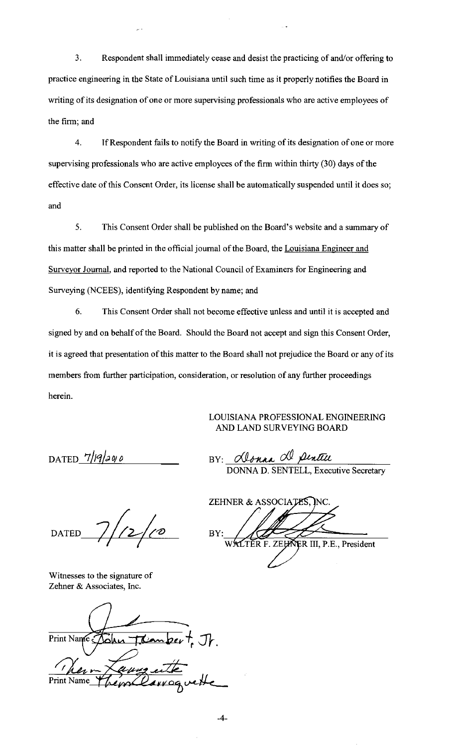3. Respondent shall immediately cease and desist the practicing of and/or offering to practice engineering in the State of Louisiana until such time as it properly notifies the Board in writing of its designation of one or more supervising professionals who are active employees of the firm; and

4. If Respondent fails to notify the Board in writing of its designation of one or more supervising professionals who are active employees of the firm within thirty (30) days of the effective date of this Consent Order, its license shall be automatically suspended until it does so; and

5. This Consent Order shall be published on the Board's website and a summary of this matter shall be printed in the official journal of the Board, the Louisiana Engineer and Surveyor Journal, and reported to the National Council of Examiners for Engineering and Surveying (NCEES), identifying Respondent by name; and

6. This Consent Order shall not become effective unless and until it is accepted and signed by and on behalf of the Board. Should the Board not accept and sign this Consent Order, it is agreed that presentation of this matter to the Board shall not prejudice the Board or any of its members from further participation, consideration, or resolution of any further proceedings herein.

LOUISIANA PROFESSIONAL ENGINEERING AND LAND SURVEYING BOARD

DATED 7/19/2010

BY: Donna D. Sentell
DONNA D. SENTELL, Executive Secretary

ZEHNER & ASSOCIATES, INC.

DATED 7/12/10

BY: ______________________
WALTER F. ZEHNER III, P.E., President

Witnesses to the signature of Zehner & Associates, Inc.

______________________
Print Name John Lambert, Jr.

______________________
Print Name Therm Larroquette